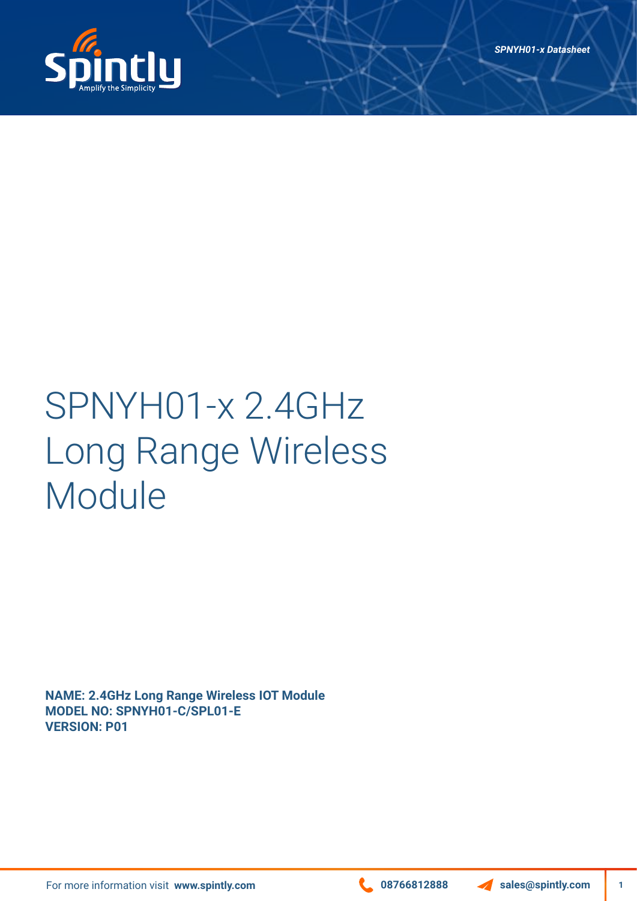# SPNYH01-x 2.4GHz Long Range Wireless Module

**NAME: 2.4GHz Long Range Wireless IOT Module**
**MODEL NO: SPNYH01-C/SPL01-E**
**VERSION: P01**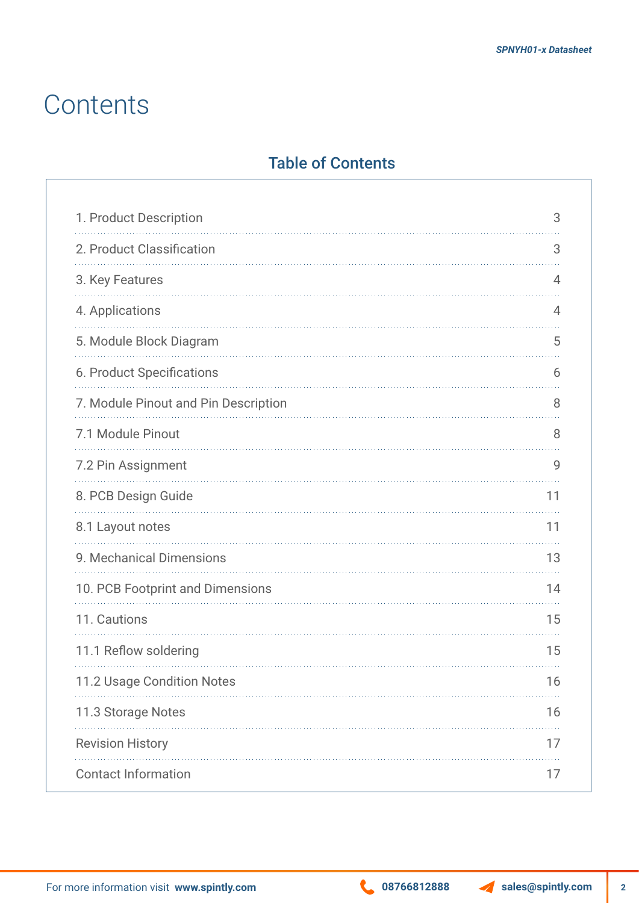# Contents

## Table of Contents

| | |
|---|---|
| 1. Product Description | 3 |
| 2. Product Classification | 3 |
| 3. Key Features | 4 |
| 4. Applications | 4 |
| 5. Module Block Diagram | 5 |
| 6. Product Specifications | 6 |
| 7. Module Pinout and Pin Description | 8 |
| 7.1 Module Pinout | 8 |
| 7.2 Pin Assignment | 9 |
| 8. PCB Design Guide | 11 |
| 8.1 Layout notes | 11 |
| 9. Mechanical Dimensions | 13 |
| 10. PCB Footprint and Dimensions | 14 |
| 11. Cautions | 15 |
| 11.1 Reflow soldering | 15 |
| 11.2 Usage Condition Notes | 16 |
| 11.3 Storage Notes | 16 |
| Revision History | 17 |
| Contact Information | 17 |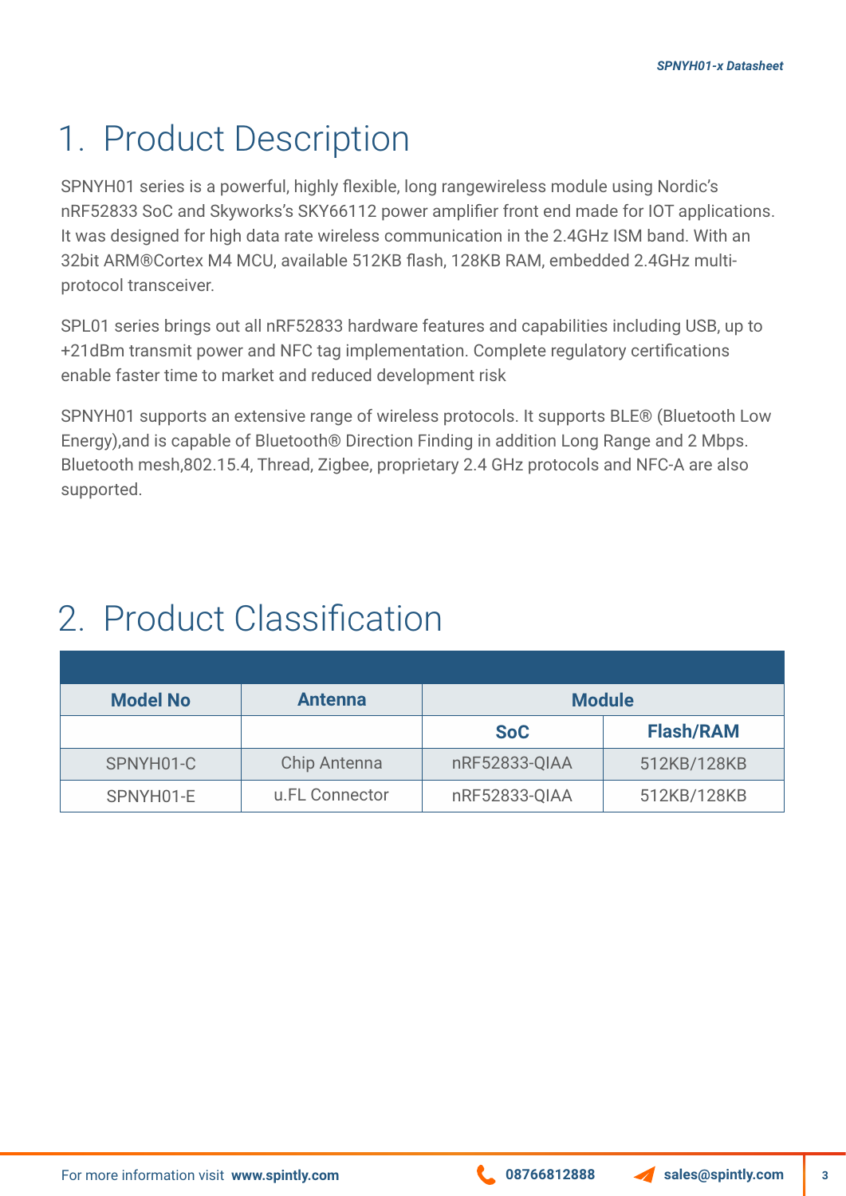# 1. Product Description

SPNYH01 series is a powerful, highly flexible, long rangewireless module using Nordic's nRF52833 SoC and Skyworks's SKY66112 power amplifier front end made for IOT applications. It was designed for high data rate wireless communication in the 2.4GHz ISM band. With an 32bit ARM®Cortex M4 MCU, available 512KB flash, 128KB RAM, embedded 2.4GHz multi-protocol transceiver.

SPL01 series brings out all nRF52833 hardware features and capabilities including USB, up to +21dBm transmit power and NFC tag implementation. Complete regulatory certifications enable faster time to market and reduced development risk

SPNYH01 supports an extensive range of wireless protocols. It supports BLE® (Bluetooth Low Energy),and is capable of Bluetooth® Direction Finding in addition Long Range and 2 Mbps. Bluetooth mesh,802.15.4, Thread, Zigbee, proprietary 2.4 GHz protocols and NFC-A are also supported.

# 2. Product Classification

| **Model No** | **Antenna** | **Module** | |
|---|---|---|---|
| | | **SoC** | **Flash/RAM** |
| SPNYH01-C | Chip Antenna | nRF52833-QIAA | 512KB/128KB |
| SPNYH01-E | u.FL Connector | nRF52833-QIAA | 512KB/128KB |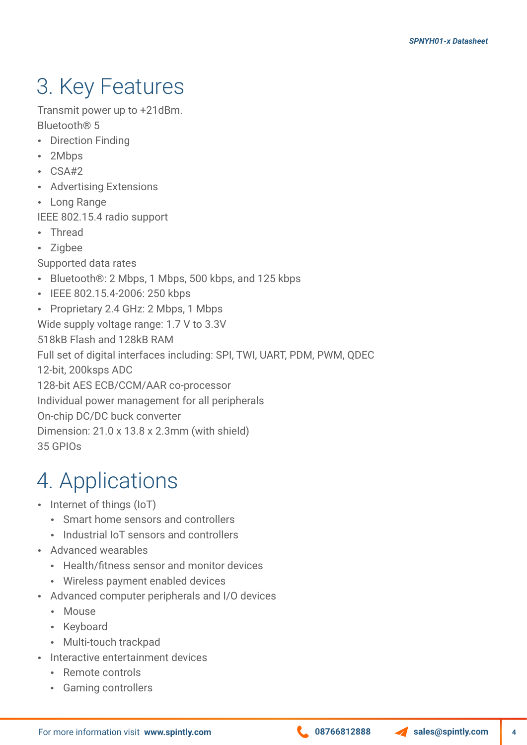# 3. Key Features

Transmit power up to +21dBm.

Bluetooth® 5

- Direction Finding
- 2Mbps
- CSA#2
- Advertising Extensions
- Long Range

IEEE 802.15.4 radio support

- Thread
- Zigbee

Supported data rates

- Bluetooth®: 2 Mbps, 1 Mbps, 500 kbps, and 125 kbps
- IEEE 802.15.4-2006: 250 kbps
- Proprietary 2.4 GHz: 2 Mbps, 1 Mbps

Wide supply voltage range: 1.7 V to 3.3V

518kB Flash and 128kB RAM

Full set of digital interfaces including: SPI, TWI, UART, PDM, PWM, QDEC

12-bit, 200ksps ADC

128-bit AES ECB/CCM/AAR co-processor

Individual power management for all peripherals

On-chip DC/DC buck converter

Dimension: 21.0 x 13.8 x 2.3mm (with shield)

35 GPIOs

# 4. Applications

- Internet of things (IoT)
  - Smart home sensors and controllers
  - Industrial IoT sensors and controllers
- Advanced wearables
  - Health/fitness sensor and monitor devices
  - Wireless payment enabled devices
- Advanced computer peripherals and I/O devices
  - Mouse
  - Keyboard
  - Multi-touch trackpad
- Interactive entertainment devices
  - Remote controls
  - Gaming controllers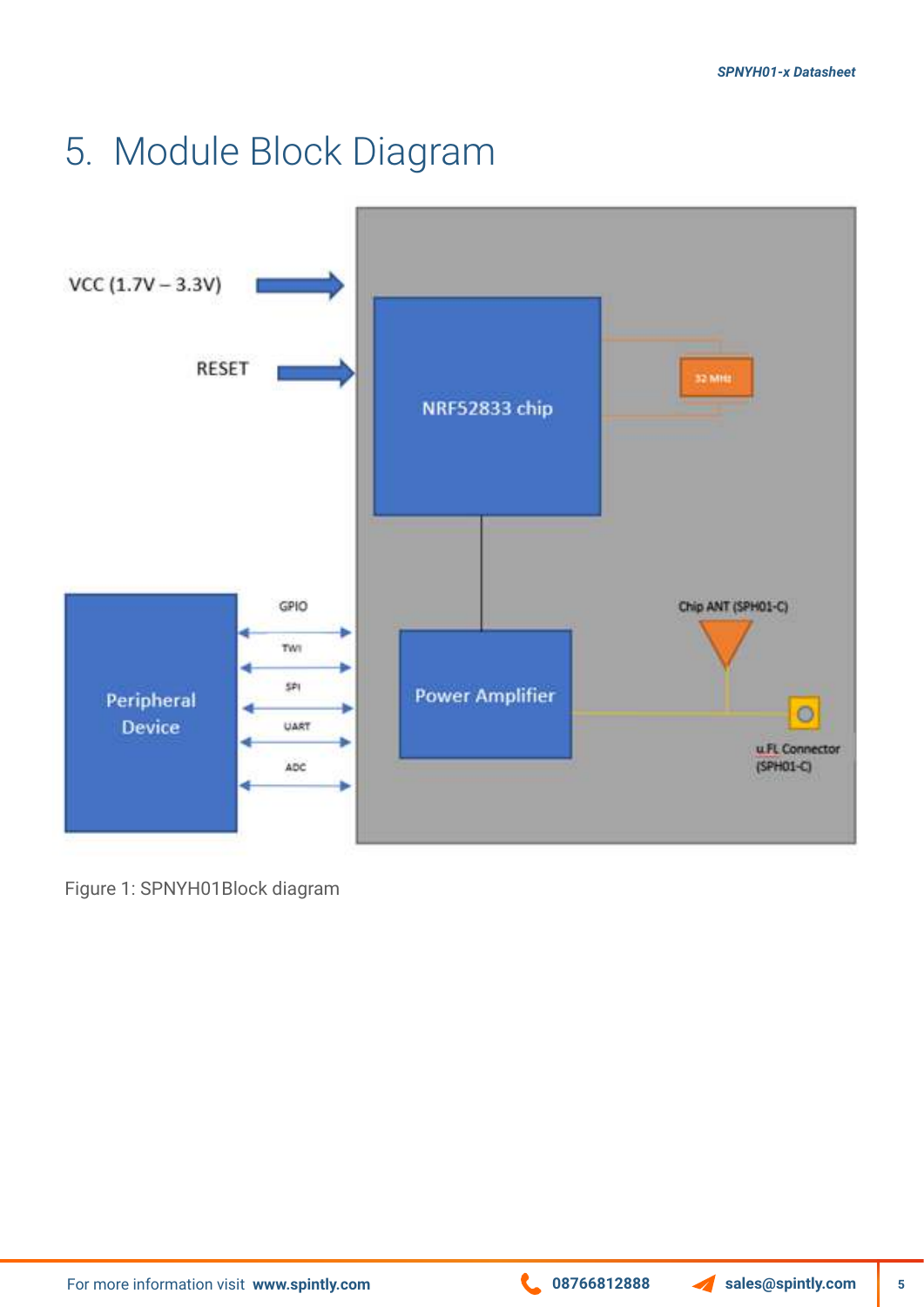# 5. Module Block Diagram

Figure 1: SPNYH01Block diagram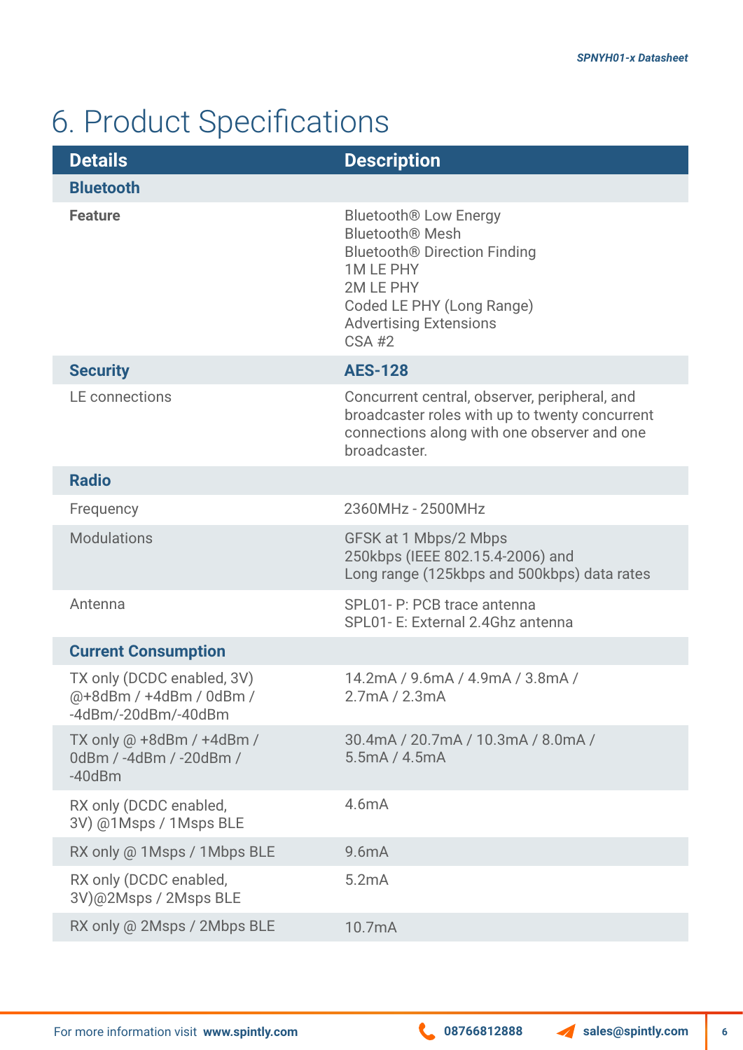# 6. Product Specifications

| Details | Description |
|---|---|
| **Bluetooth** | |
| **Feature** | Bluetooth® Low Energy<br>Bluetooth® Mesh<br>Bluetooth® Direction Finding<br>1M LE PHY<br>2M LE PHY<br>Coded LE PHY (Long Range)<br>Advertising Extensions<br>CSA #2 |
| **Security** | **AES-128** |
| LE connections | Concurrent central, observer, peripheral, and broadcaster roles with up to twenty concurrent connections along with one observer and one broadcaster. |
| **Radio** | |
| Frequency | 2360MHz - 2500MHz |
| Modulations | GFSK at 1 Mbps/2 Mbps<br>250kbps (IEEE 802.15.4-2006) and<br>Long range (125kbps and 500kbps) data rates |
| Antenna | SPL01- P: PCB trace antenna<br>SPL01- E: External 2.4Ghz antenna |
| **Current Consumption** | |
| TX only (DCDC enabled, 3V) @+8dBm / +4dBm / 0dBm / -4dBm/-20dBm/-40dBm | 14.2mA / 9.6mA / 4.9mA / 3.8mA / 2.7mA / 2.3mA |
| TX only @ +8dBm / +4dBm / 0dBm / -4dBm / -20dBm / -40dBm | 30.4mA / 20.7mA / 10.3mA / 8.0mA / 5.5mA / 4.5mA |
| RX only (DCDC enabled, 3V) @1Msps / 1Msps BLE | 4.6mA |
| RX only @ 1Msps / 1Mbps BLE | 9.6mA |
| RX only (DCDC enabled, 3V)@2Msps / 2Msps BLE | 5.2mA |
| RX only @ 2Msps / 2Mbps BLE | 10.7mA |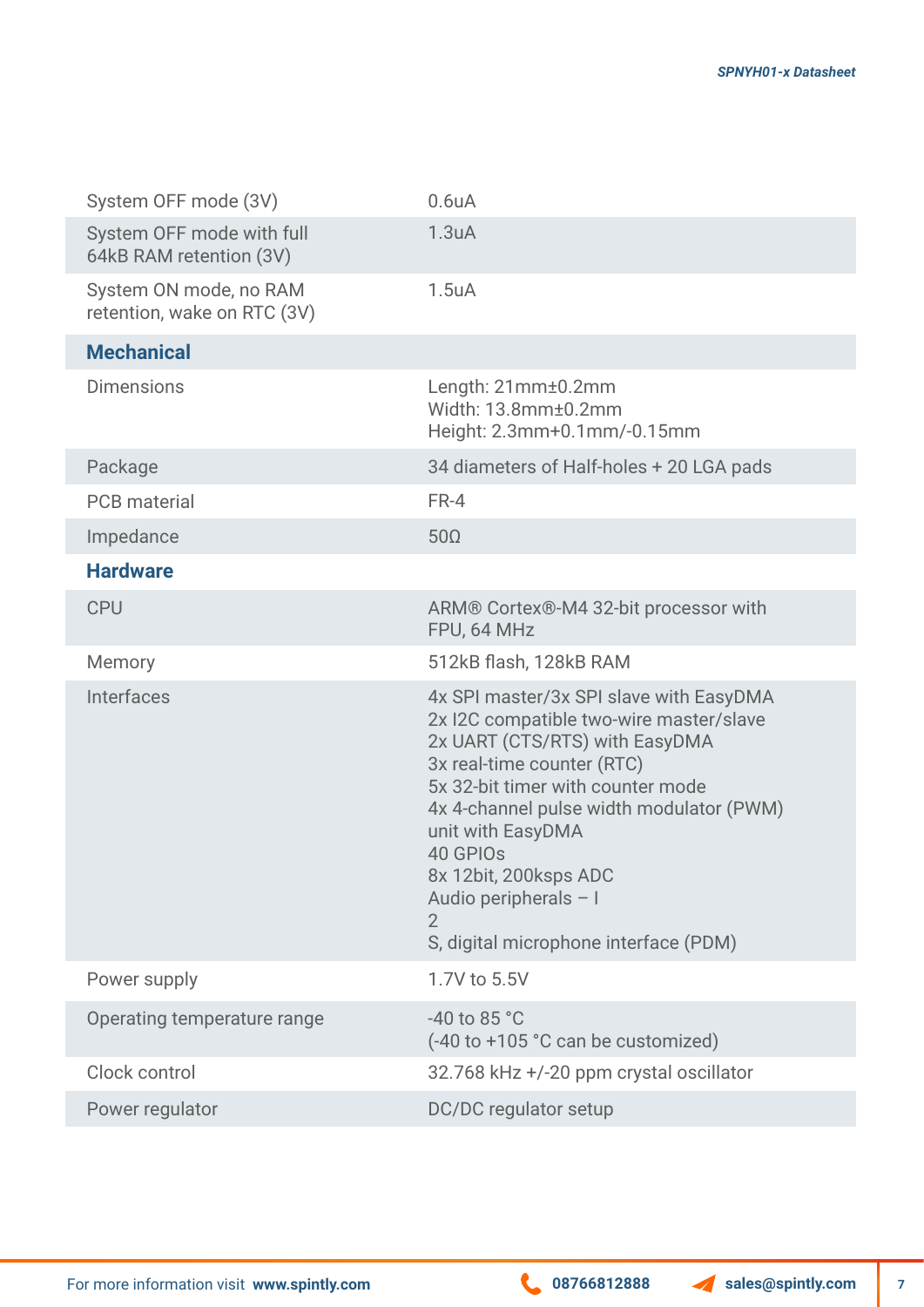| | |
|---|---|
| System OFF mode (3V) | 0.6uA |
| System OFF mode with full 64kB RAM retention (3V) | 1.3uA |
| System ON mode, no RAM retention, wake on RTC (3V) | 1.5uA |
| **Mechanical** | |
| Dimensions | Length: 21mm±0.2mm<br>Width: 13.8mm±0.2mm<br>Height: 2.3mm+0.1mm/-0.15mm |
| Package | 34 diameters of Half-holes + 20 LGA pads |
| PCB material | FR-4 |
| Impedance | 50Ω |
| **Hardware** | |
| CPU | ARM® Cortex®-M4 32-bit processor with FPU, 64 MHz |
| Memory | 512kB flash, 128kB RAM |
| Interfaces | 4x SPI master/3x SPI slave with EasyDMA<br>2x I2C compatible two-wire master/slave<br>2x UART (CTS/RTS) with EasyDMA<br>3x real-time counter (RTC)<br>5x 32-bit timer with counter mode<br>4x 4-channel pulse width modulator (PWM) unit with EasyDMA<br>40 GPIOs<br>8x 12bit, 200ksps ADC<br>Audio peripherals – I<br>2<br>S, digital microphone interface (PDM) |
| Power supply | 1.7V to 5.5V |
| Operating temperature range | -40 to 85 °C<br>(-40 to +105 °C can be customized) |
| Clock control | 32.768 kHz +/-20 ppm crystal oscillator |
| Power regulator | DC/DC regulator setup |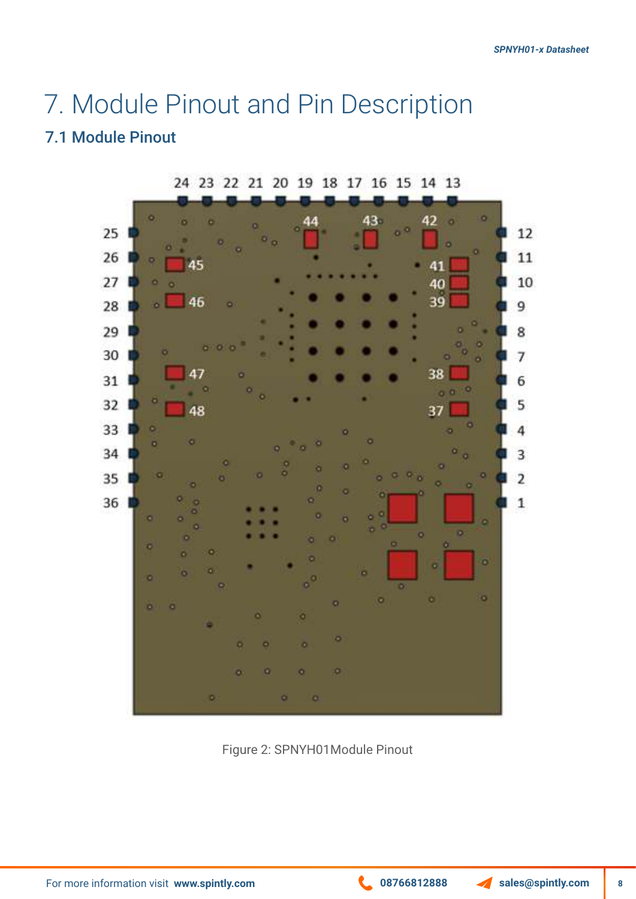# 7. Module Pinout and Pin Description

## 7.1 Module Pinout

Figure 2: SPNYH01Module Pinout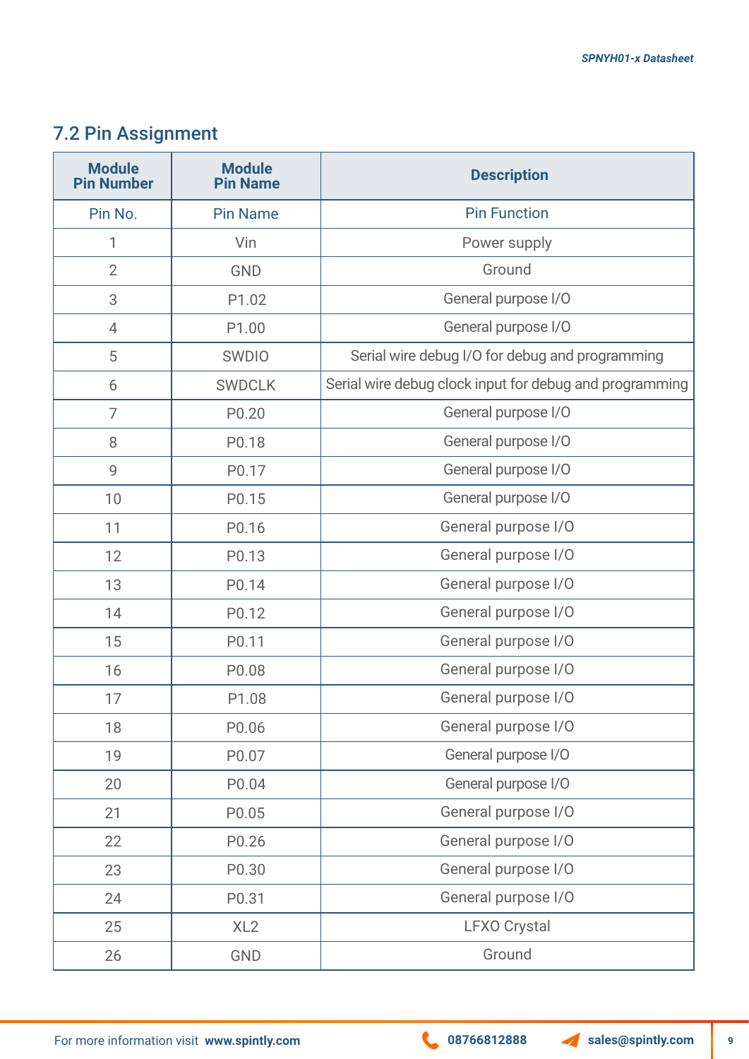## 7.2 Pin Assignment

| Module Pin Number | Module Pin Name | Description |
|---|---|---|
| Pin No. | Pin Name | Pin Function |
| 1 | Vin | Power supply |
| 2 | GND | Ground |
| 3 | P1.02 | General purpose I/O |
| 4 | P1.00 | General purpose I/O |
| 5 | SWDIO | Serial wire debug I/O for debug and programming |
| 6 | SWDCLK | Serial wire debug clock input for debug and programming |
| 7 | P0.20 | General purpose I/O |
| 8 | P0.18 | General purpose I/O |
| 9 | P0.17 | General purpose I/O |
| 10 | P0.15 | General purpose I/O |
| 11 | P0.16 | General purpose I/O |
| 12 | P0.13 | General purpose I/O |
| 13 | P0.14 | General purpose I/O |
| 14 | P0.12 | General purpose I/O |
| 15 | P0.11 | General purpose I/O |
| 16 | P0.08 | General purpose I/O |
| 17 | P1.08 | General purpose I/O |
| 18 | P0.06 | General purpose I/O |
| 19 | P0.07 | General purpose I/O |
| 20 | P0.04 | General purpose I/O |
| 21 | P0.05 | General purpose I/O |
| 22 | P0.26 | General purpose I/O |
| 23 | P0.30 | General purpose I/O |
| 24 | P0.31 | General purpose I/O |
| 25 | XL2 | LFXO Crystal |
| 26 | GND | Ground |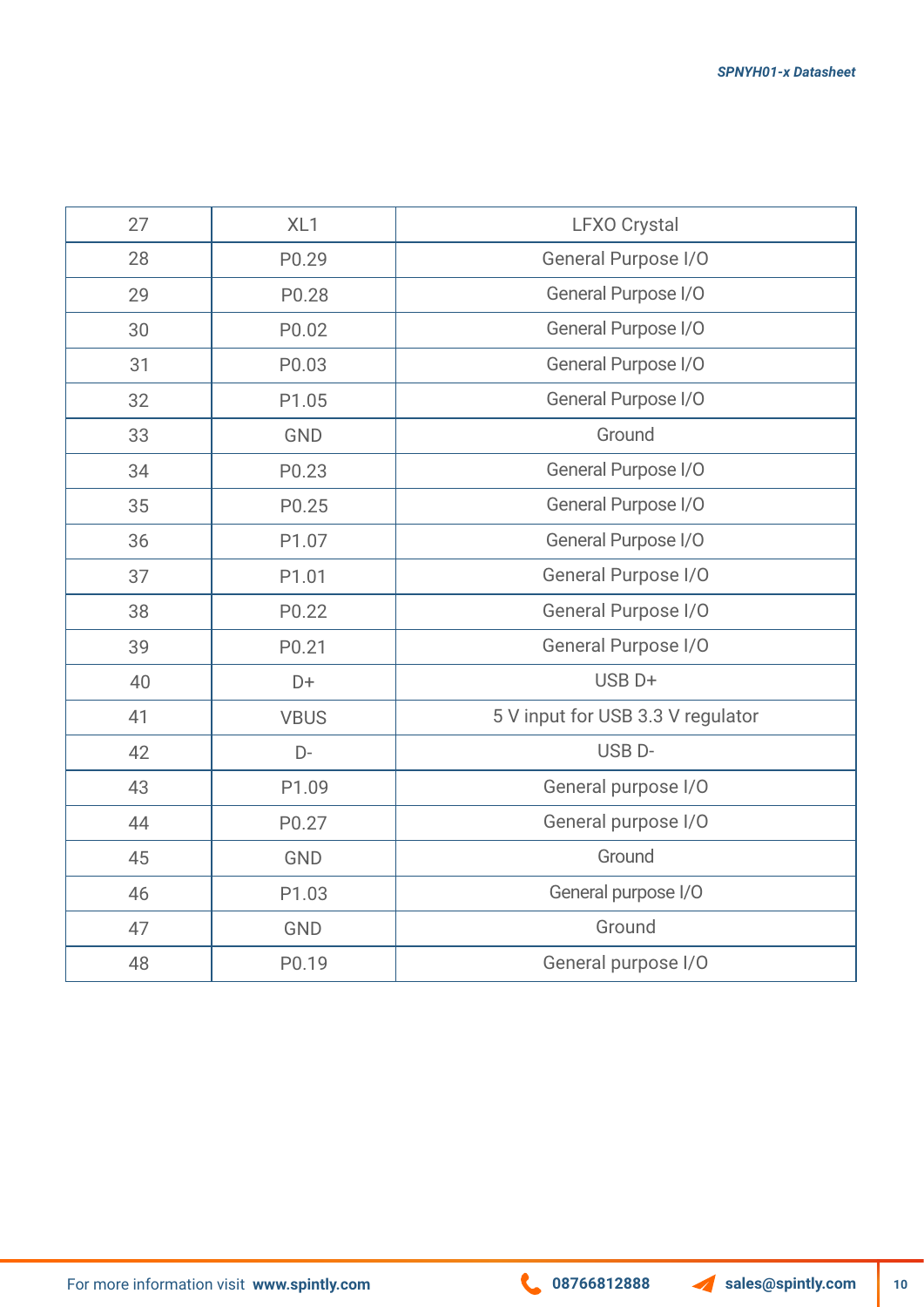| 27 | XL1 | LFXO Crystal |
|---|---|---|
| 28 | P0.29 | General Purpose I/O |
| 29 | P0.28 | General Purpose I/O |
| 30 | P0.02 | General Purpose I/O |
| 31 | P0.03 | General Purpose I/O |
| 32 | P1.05 | General Purpose I/O |
| 33 | GND | Ground |
| 34 | P0.23 | General Purpose I/O |
| 35 | P0.25 | General Purpose I/O |
| 36 | P1.07 | General Purpose I/O |
| 37 | P1.01 | General Purpose I/O |
| 38 | P0.22 | General Purpose I/O |
| 39 | P0.21 | General Purpose I/O |
| 40 | D+ | USB D+ |
| 41 | VBUS | 5 V input for USB 3.3 V regulator |
| 42 | D- | USB D- |
| 43 | P1.09 | General purpose I/O |
| 44 | P0.27 | General purpose I/O |
| 45 | GND | Ground |
| 46 | P1.03 | General purpose I/O |
| 47 | GND | Ground |
| 48 | P0.19 | General purpose I/O |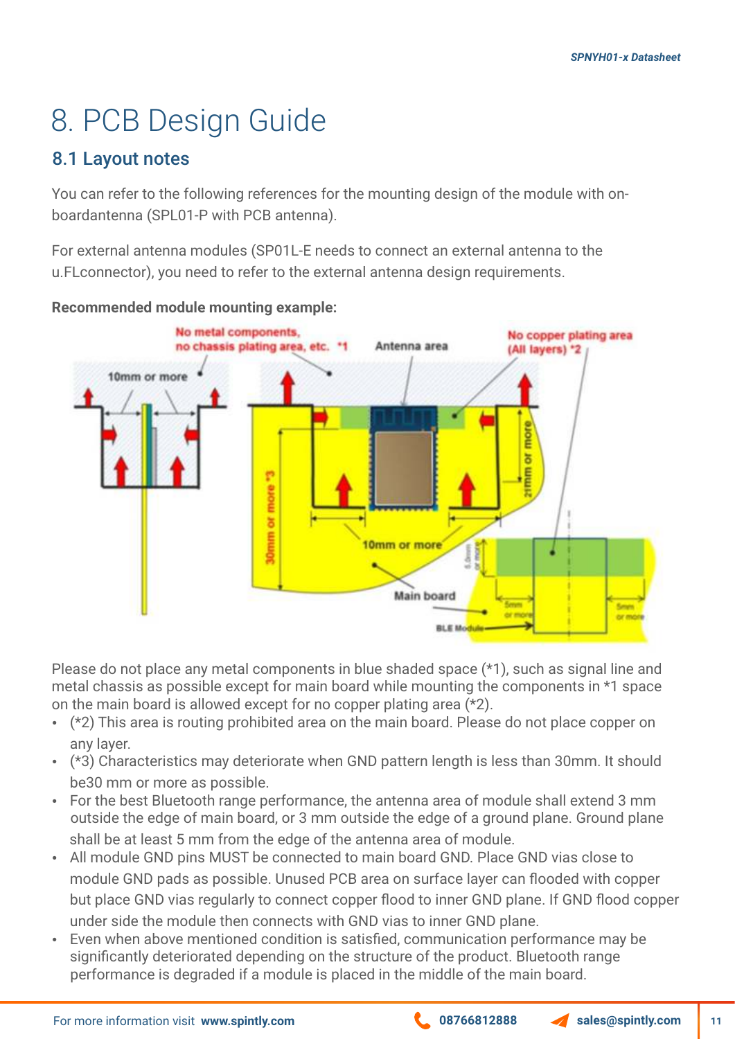# 8. PCB Design Guide

## 8.1 Layout notes

You can refer to the following references for the mounting design of the module with on-boardantenna (SPL01-P with PCB antenna).

For external antenna modules (SP01L-E needs to connect an external antenna to the u.FLconnector), you need to refer to the external antenna design requirements.

**Recommended module mounting example:**

Please do not place any metal components in blue shaded space (*1), such as signal line and metal chassis as possible except for main board while mounting the components in *1 space on the main board is allowed except for no copper plating area (*2).

- (*2) This area is routing prohibited area on the main board. Please do not place copper on any layer.
- (*3) Characteristics may deteriorate when GND pattern length is less than 30mm. It should be30 mm or more as possible.
- For the best Bluetooth range performance, the antenna area of module shall extend 3 mm outside the edge of main board, or 3 mm outside the edge of a ground plane. Ground plane shall be at least 5 mm from the edge of the antenna area of module.
- All module GND pins MUST be connected to main board GND. Place GND vias close to module GND pads as possible. Unused PCB area on surface layer can flooded with copper but place GND vias regularly to connect copper flood to inner GND plane. If GND flood copper under side the module then connects with GND vias to inner GND plane.
- Even when above mentioned condition is satisfied, communication performance may be significantly deteriorated depending on the structure of the product. Bluetooth range performance is degraded if a module is placed in the middle of the main board.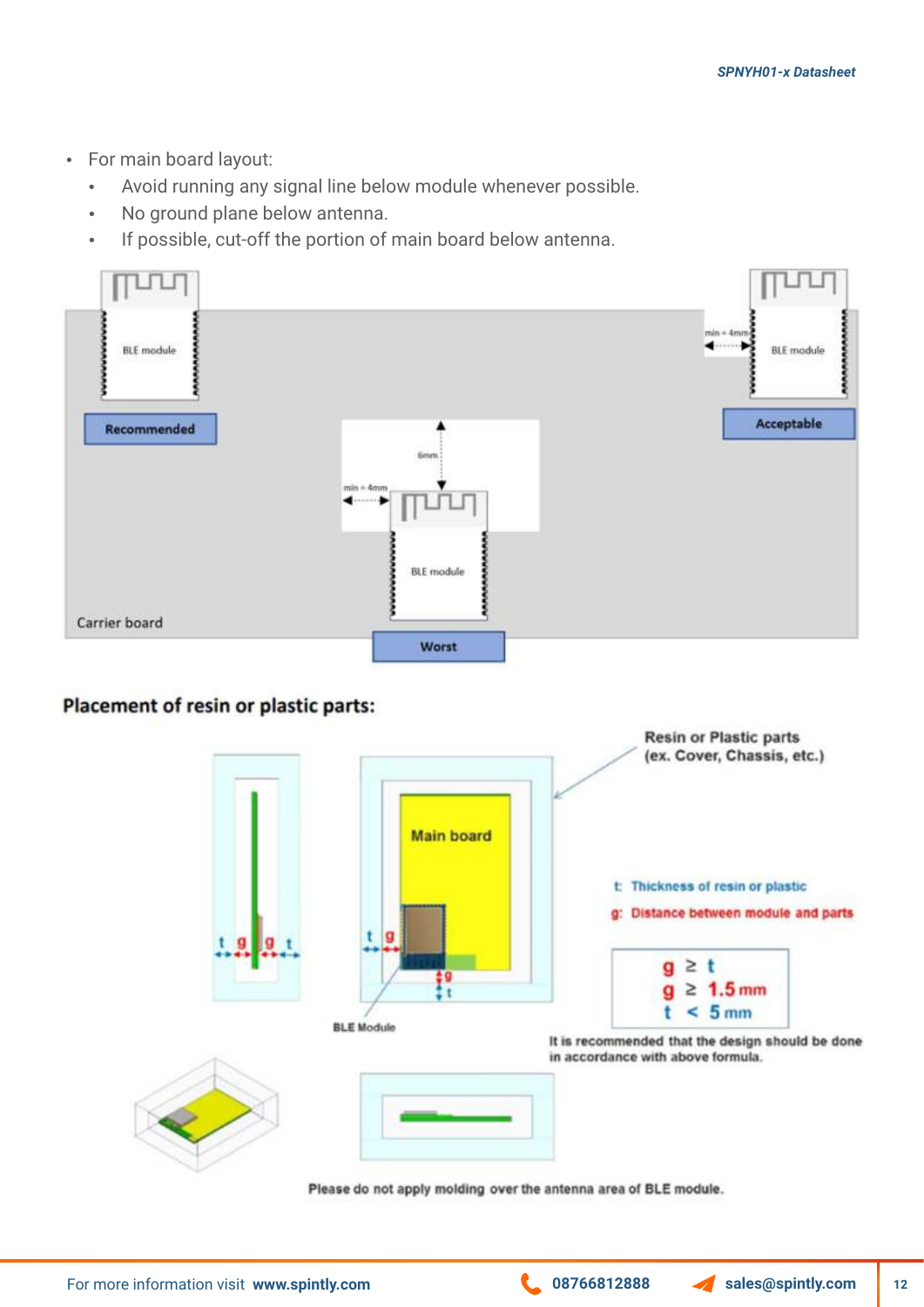- For main board layout:
  - Avoid running any signal line below module whenever possible.
  - No ground plane below antenna.
  - If possible, cut-off the portion of main board below antenna.

BLE module

Recommended

min = 4mm

BLE module

Acceptable

6mm

min = 4mm

BLE module

Carrier board

Worst

**Placement of resin or plastic parts:**

Resin or Plastic parts
(ex. Cover, Chassis, etc.)

Main board

t g g t

t g

g t

BLE Module

t: Thickness of resin or plastic

g: Distance between module and parts

$g \geq t$

$g \geq 1.5$ mm

$t < 5$ mm

It is recommended that the design should be done in accordance with above formula.

Please do not apply molding over the antenna area of BLE module.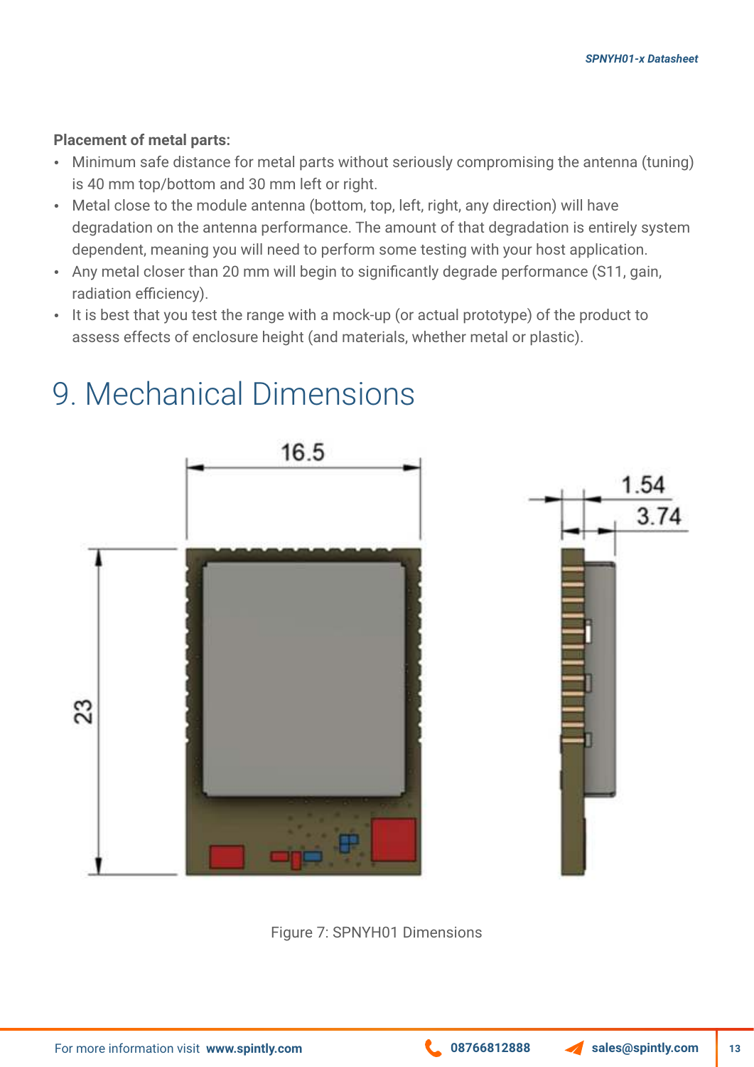**Placement of metal parts:**

- Minimum safe distance for metal parts without seriously compromising the antenna (tuning) is 40 mm top/bottom and 30 mm left or right.
- Metal close to the module antenna (bottom, top, left, right, any direction) will have degradation on the antenna performance. The amount of that degradation is entirely system dependent, meaning you will need to perform some testing with your host application.
- Any metal closer than 20 mm will begin to significantly degrade performance (S11, gain, radiation efficiency).
- It is best that you test the range with a mock-up (or actual prototype) of the product to assess effects of enclosure height (and materials, whether metal or plastic).

# 9. Mechanical Dimensions

Figure 7: SPNYH01 Dimensions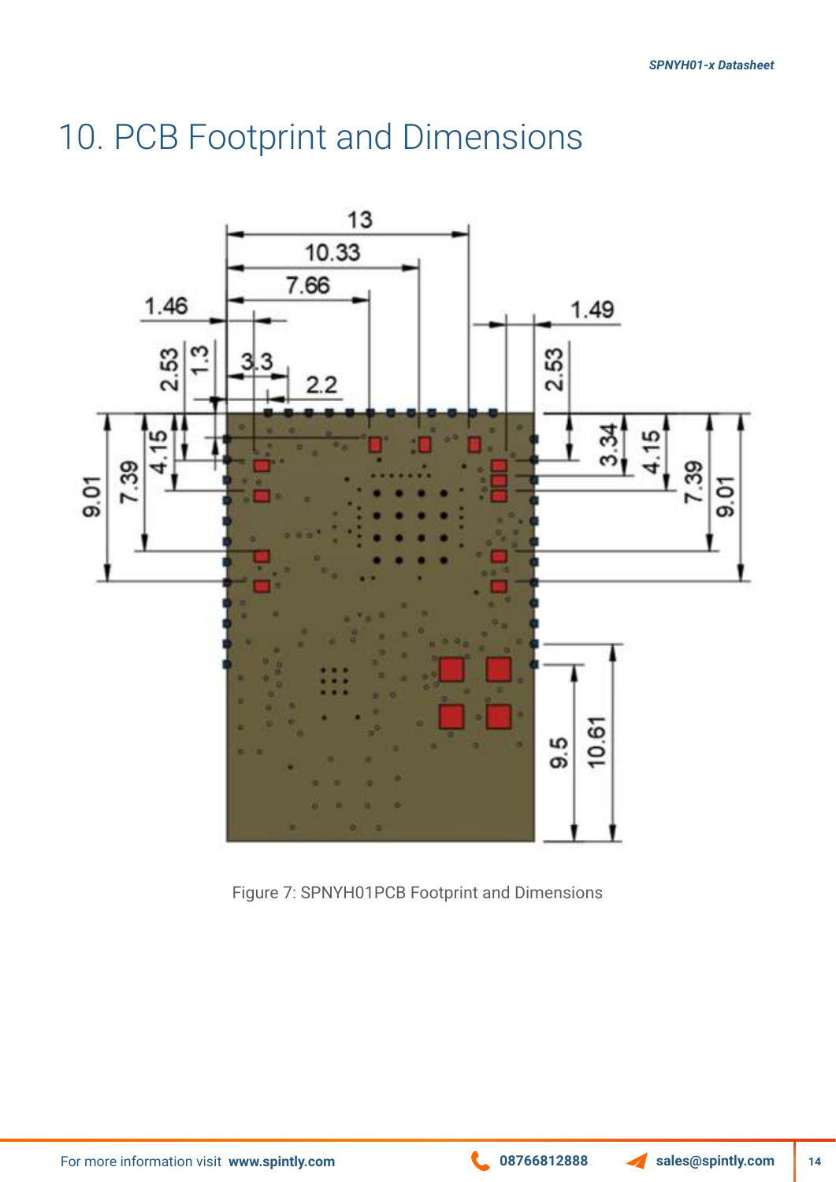# 10. PCB Footprint and Dimensions

Figure 7: SPNYH01PCB Footprint and Dimensions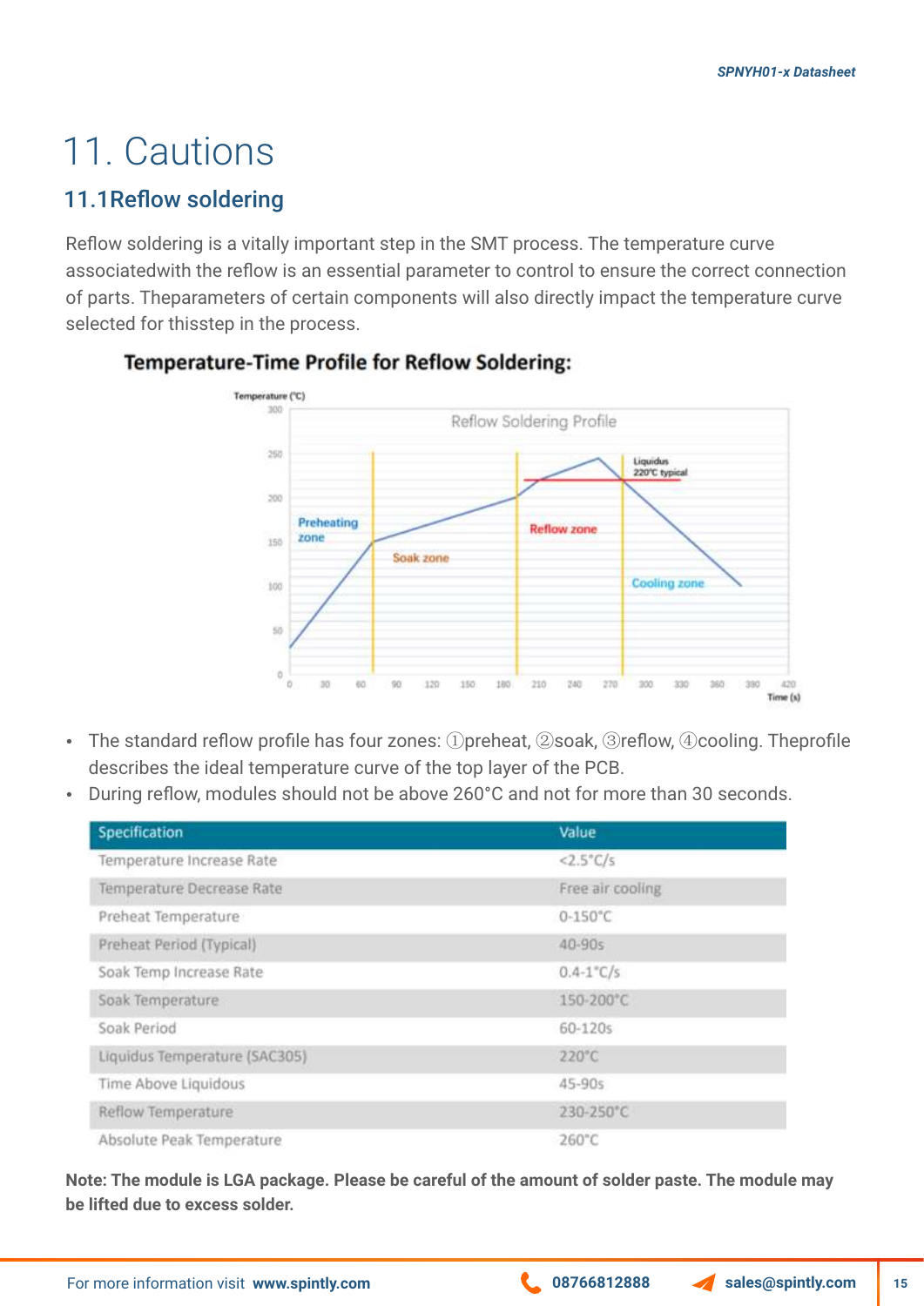# 11. Cautions

## 11.1Reflow soldering

Reflow soldering is a vitally important step in the SMT process. The temperature curve associatedwith the reflow is an essential parameter to control to ensure the correct connection of parts. Theparameters of certain components will also directly impact the temperature curve selected for thisstep in the process.

### Temperature-Time Profile for Reflow Soldering:

- The standard reflow profile has four zones: ①preheat, ②soak, ③reflow, ④cooling. Theprofile describes the ideal temperature curve of the top layer of the PCB.
- During reflow, modules should not be above 260°C and not for more than 30 seconds.

| Specification | Value |
|---|---|
| Temperature Increase Rate | <2.5°C/s |
| Temperature Decrease Rate | Free air cooling |
| Preheat Temperature | 0-150°C |
| Preheat Period (Typical) | 40-90s |
| Soak Temp Increase Rate | 0.4-1°C/s |
| Soak Temperature | 150-200°C |
| Soak Period | 60-120s |
| Liquidus Temperature (SAC305) | 220°C |
| Time Above Liquidus | 45-90s |
| Reflow Temperature | 230-250°C |
| Absolute Peak Temperature | 260°C |

**Note: The module is LGA package. Please be careful of the amount of solder paste. The module may be lifted due to excess solder.**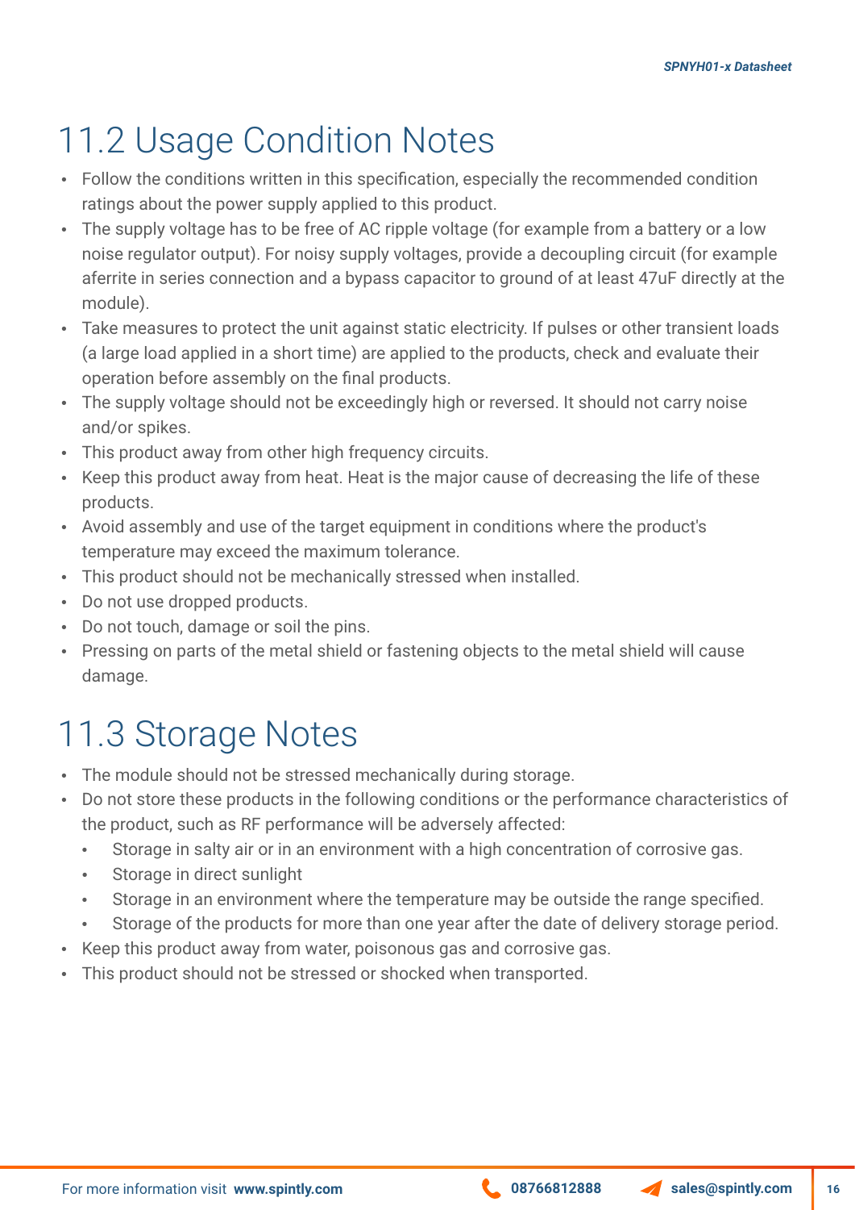## 11.2 Usage Condition Notes

- Follow the conditions written in this specification, especially the recommended condition ratings about the power supply applied to this product.
- The supply voltage has to be free of AC ripple voltage (for example from a battery or a low noise regulator output). For noisy supply voltages, provide a decoupling circuit (for example aferrite in series connection and a bypass capacitor to ground of at least 47uF directly at the module).
- Take measures to protect the unit against static electricity. If pulses or other transient loads (a large load applied in a short time) are applied to the products, check and evaluate their operation before assembly on the final products.
- The supply voltage should not be exceedingly high or reversed. It should not carry noise and/or spikes.
- This product away from other high frequency circuits.
- Keep this product away from heat. Heat is the major cause of decreasing the life of these products.
- Avoid assembly and use of the target equipment in conditions where the product's temperature may exceed the maximum tolerance.
- This product should not be mechanically stressed when installed.
- Do not use dropped products.
- Do not touch, damage or soil the pins.
- Pressing on parts of the metal shield or fastening objects to the metal shield will cause damage.

## 11.3 Storage Notes

- The module should not be stressed mechanically during storage.
- Do not store these products in the following conditions or the performance characteristics of the product, such as RF performance will be adversely affected:
  - Storage in salty air or in an environment with a high concentration of corrosive gas.
  - Storage in direct sunlight
  - Storage in an environment where the temperature may be outside the range specified.
  - Storage of the products for more than one year after the date of delivery storage period.
- Keep this product away from water, poisonous gas and corrosive gas.
- This product should not be stressed or shocked when transported.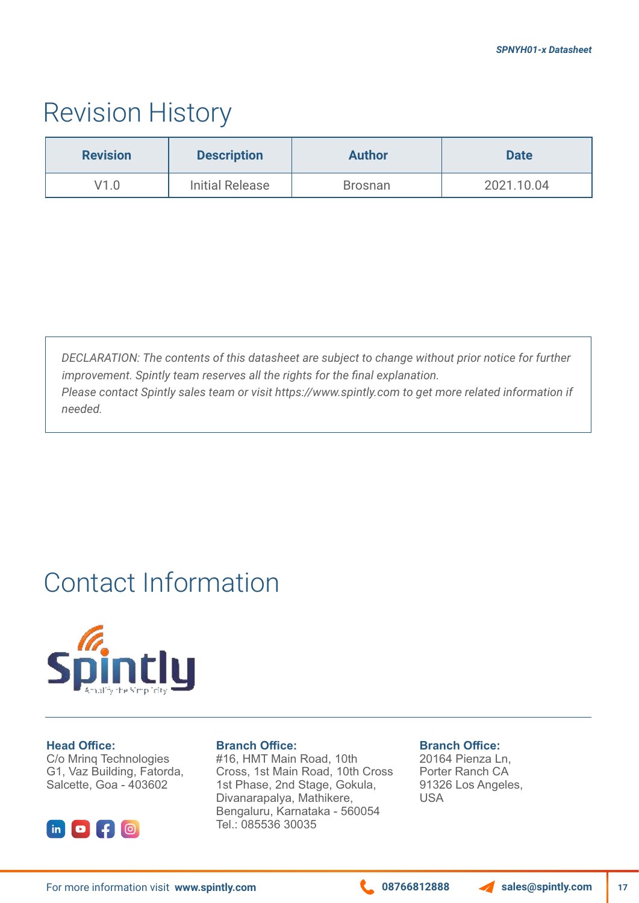# Revision History

| Revision | Description | Author | Date |
|---|---|---|---|
| V1.0 | Initial Release | Brosnan | 2021.10.04 |

*DECLARATION: The contents of this datasheet are subject to change without prior notice for further improvement. Spintly team reserves all the rights for the final explanation.*
*Please contact Spintly sales team or visit https://www.spintly.com to get more related information if needed.*

# Contact Information

**Head Office:**
C/o Mrinq Technologies
G1, Vaz Building, Fatorda,
Salcette, Goa - 403602

**Branch Office:**
#16, HMT Main Road, 10th Cross, 1st Main Road, 10th Cross
1st Phase, 2nd Stage, Gokula,
Divanarapalya, Mathikere,
Bengaluru, Karnataka - 560054
Tel.: 085536 30035

**Branch Office:**
20164 Pienza Ln,
Porter Ranch CA
91326 Los Angeles,
USA

For more information visit **www.spintly.com** **08766812888** **sales@spintly.com**